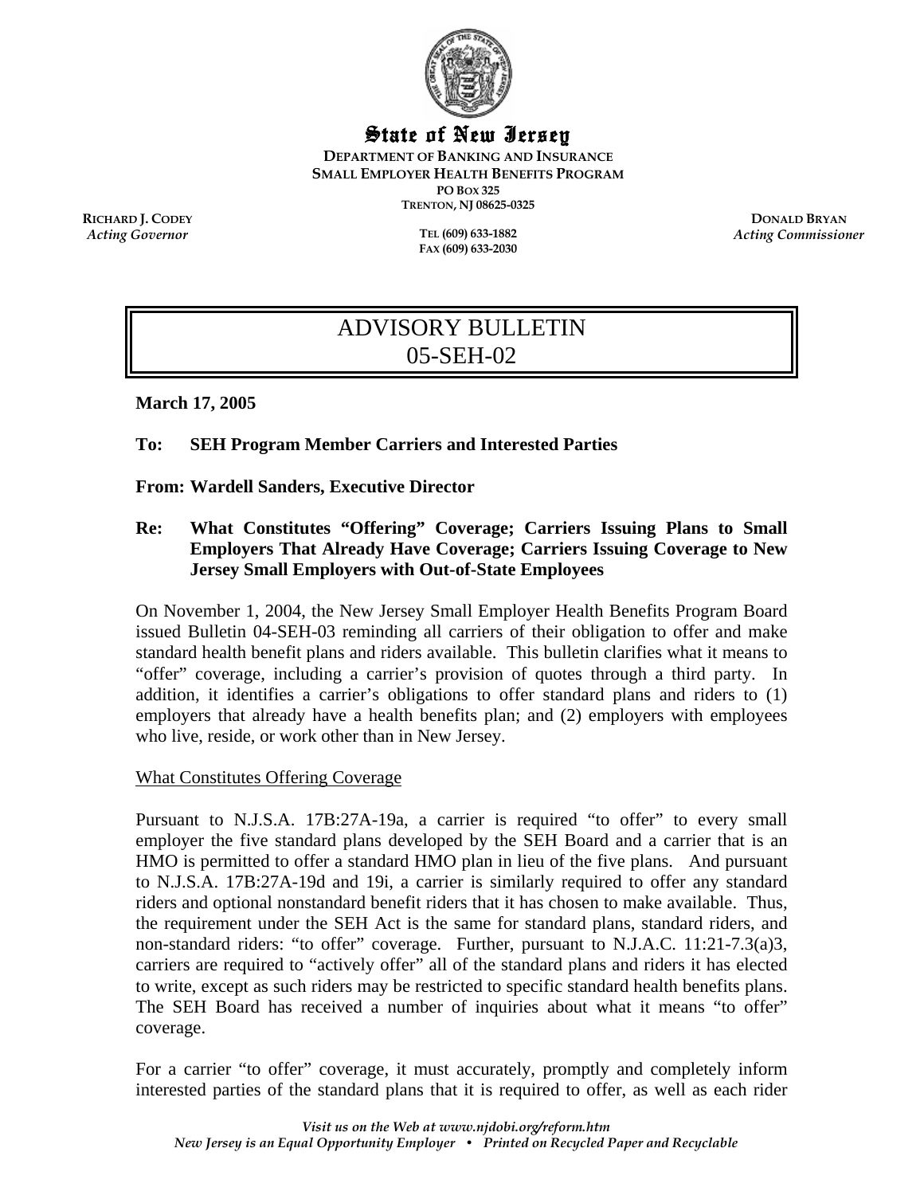# State of New Jersey

**DEPARTMENT OF BANKING AND INSURANCE**
**SMALL EMPLOYER HEALTH BENEFITS PROGRAM**
**PO BOX 325**
**TRENTON, NJ 08625-0325**

**RICHARD J. CODEY**
*Acting Governor*

**TEL (609) 633-1882**
**FAX (609) 633-2030**

**DONALD BRYAN**
*Acting Commissioner*

## ADVISORY BULLETIN
## 05-SEH-02

**March 17, 2005**

**To: SEH Program Member Carriers and Interested Parties**

**From: Wardell Sanders, Executive Director**

**Re: What Constitutes "Offering" Coverage; Carriers Issuing Plans to Small Employers That Already Have Coverage; Carriers Issuing Coverage to New Jersey Small Employers with Out-of-State Employees**

On November 1, 2004, the New Jersey Small Employer Health Benefits Program Board issued Bulletin 04-SEH-03 reminding all carriers of their obligation to offer and make standard health benefit plans and riders available. This bulletin clarifies what it means to "offer" coverage, including a carrier's provision of quotes through a third party. In addition, it identifies a carrier's obligations to offer standard plans and riders to (1) employers that already have a health benefits plan; and (2) employers with employees who live, reside, or work other than in New Jersey.

### What Constitutes Offering Coverage

Pursuant to N.J.S.A. 17B:27A-19a, a carrier is required "to offer" to every small employer the five standard plans developed by the SEH Board and a carrier that is an HMO is permitted to offer a standard HMO plan in lieu of the five plans. And pursuant to N.J.S.A. 17B:27A-19d and 19i, a carrier is similarly required to offer any standard riders and optional nonstandard benefit riders that it has chosen to make available. Thus, the requirement under the SEH Act is the same for standard plans, standard riders, and non-standard riders: "to offer" coverage. Further, pursuant to N.J.A.C. 11:21-7.3(a)3, carriers are required to "actively offer" all of the standard plans and riders it has elected to write, except as such riders may be restricted to specific standard health benefits plans. The SEH Board has received a number of inquiries about what it means "to offer" coverage.

For a carrier "to offer" coverage, it must accurately, promptly and completely inform interested parties of the standard plans that it is required to offer, as well as each rider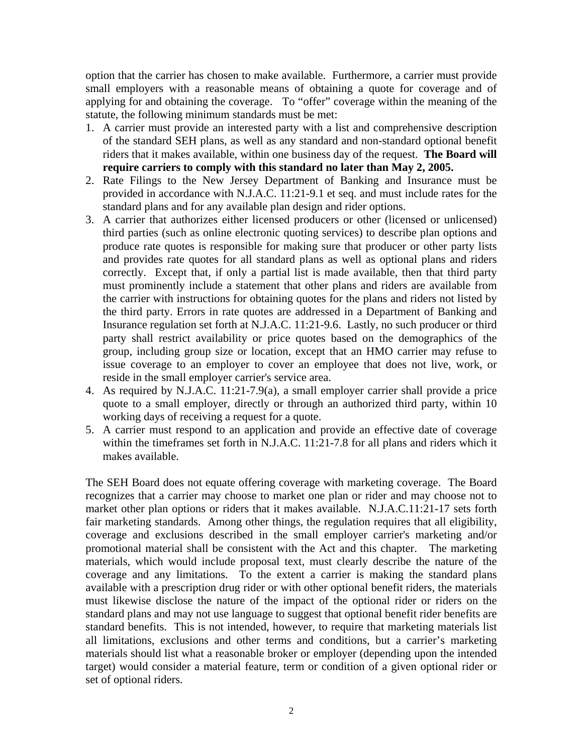option that the carrier has chosen to make available. Furthermore, a carrier must provide small employers with a reasonable means of obtaining a quote for coverage and of applying for and obtaining the coverage. To "offer" coverage within the meaning of the statute, the following minimum standards must be met:

1. A carrier must provide an interested party with a list and comprehensive description of the standard SEH plans, as well as any standard and non-standard optional benefit riders that it makes available, within one business day of the request. **The Board will require carriers to comply with this standard no later than May 2, 2005.**
2. Rate Filings to the New Jersey Department of Banking and Insurance must be provided in accordance with N.J.A.C. 11:21-9.1 et seq. and must include rates for the standard plans and for any available plan design and rider options.
3. A carrier that authorizes either licensed producers or other (licensed or unlicensed) third parties (such as online electronic quoting services) to describe plan options and produce rate quotes is responsible for making sure that producer or other party lists and provides rate quotes for all standard plans as well as optional plans and riders correctly. Except that, if only a partial list is made available, then that third party must prominently include a statement that other plans and riders are available from the carrier with instructions for obtaining quotes for the plans and riders not listed by the third party. Errors in rate quotes are addressed in a Department of Banking and Insurance regulation set forth at N.J.A.C. 11:21-9.6. Lastly, no such producer or third party shall restrict availability or price quotes based on the demographics of the group, including group size or location, except that an HMO carrier may refuse to issue coverage to an employer to cover an employee that does not live, work, or reside in the small employer carrier's service area.
4. As required by N.J.A.C. 11:21-7.9(a), a small employer carrier shall provide a price quote to a small employer, directly or through an authorized third party, within 10 working days of receiving a request for a quote.
5. A carrier must respond to an application and provide an effective date of coverage within the timeframes set forth in N.J.A.C. 11:21-7.8 for all plans and riders which it makes available.

The SEH Board does not equate offering coverage with marketing coverage. The Board recognizes that a carrier may choose to market one plan or rider and may choose not to market other plan options or riders that it makes available. N.J.A.C.11:21-17 sets forth fair marketing standards. Among other things, the regulation requires that all eligibility, coverage and exclusions described in the small employer carrier's marketing and/or promotional material shall be consistent with the Act and this chapter. The marketing materials, which would include proposal text, must clearly describe the nature of the coverage and any limitations. To the extent a carrier is making the standard plans available with a prescription drug rider or with other optional benefit riders, the materials must likewise disclose the nature of the impact of the optional rider or riders on the standard plans and may not use language to suggest that optional benefit rider benefits are standard benefits. This is not intended, however, to require that marketing materials list all limitations, exclusions and other terms and conditions, but a carrier's marketing materials should list what a reasonable broker or employer (depending upon the intended target) would consider a material feature, term or condition of a given optional rider or set of optional riders.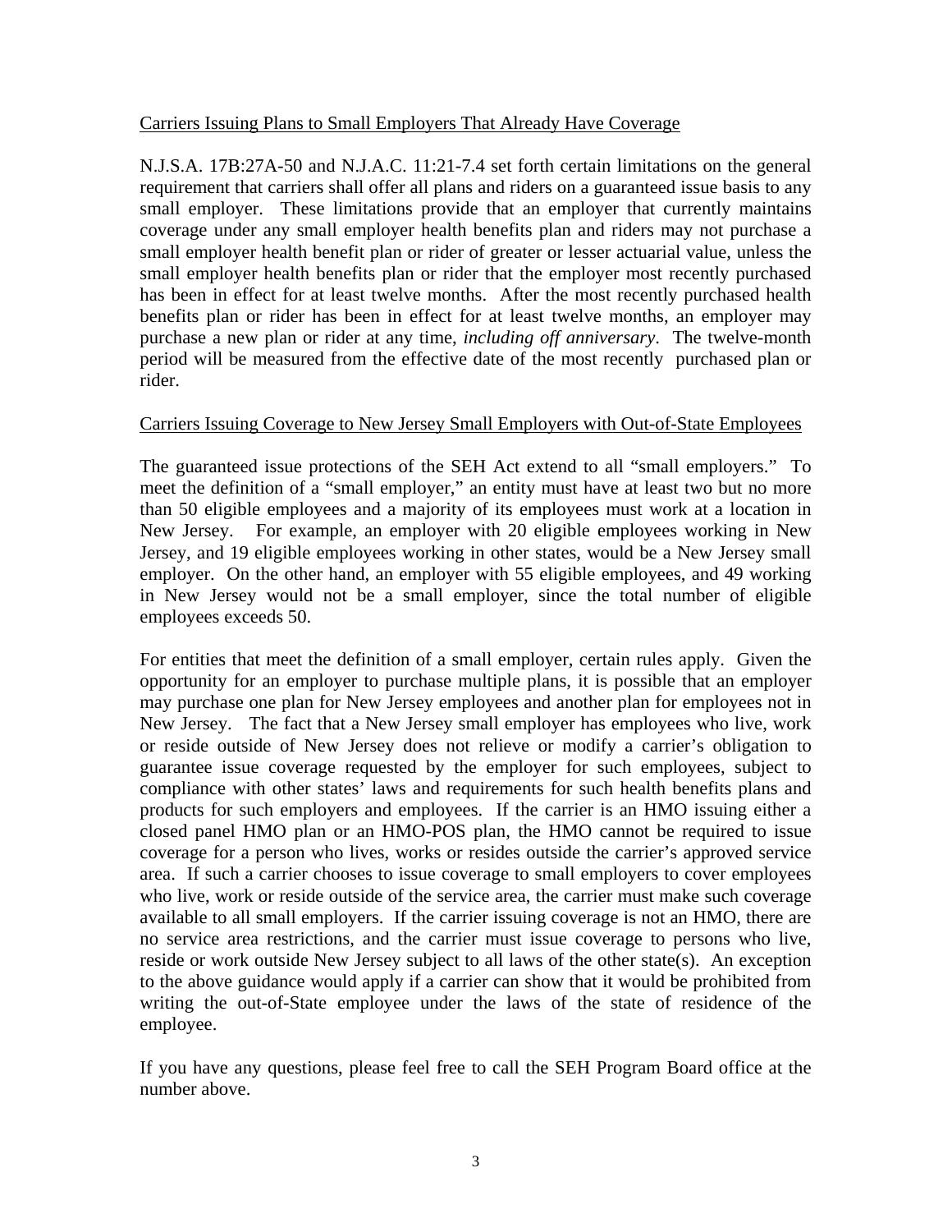Carriers Issuing Plans to Small Employers That Already Have Coverage

N.J.S.A. 17B:27A-50 and N.J.A.C. 11:21-7.4 set forth certain limitations on the general requirement that carriers shall offer all plans and riders on a guaranteed issue basis to any small employer. These limitations provide that an employer that currently maintains coverage under any small employer health benefits plan and riders may not purchase a small employer health benefit plan or rider of greater or lesser actuarial value, unless the small employer health benefits plan or rider that the employer most recently purchased has been in effect for at least twelve months. After the most recently purchased health benefits plan or rider has been in effect for at least twelve months, an employer may purchase a new plan or rider at any time, *including off anniversary*. The twelve-month period will be measured from the effective date of the most recently purchased plan or rider.

Carriers Issuing Coverage to New Jersey Small Employers with Out-of-State Employees

The guaranteed issue protections of the SEH Act extend to all "small employers." To meet the definition of a "small employer," an entity must have at least two but no more than 50 eligible employees and a majority of its employees must work at a location in New Jersey. For example, an employer with 20 eligible employees working in New Jersey, and 19 eligible employees working in other states, would be a New Jersey small employer. On the other hand, an employer with 55 eligible employees, and 49 working in New Jersey would not be a small employer, since the total number of eligible employees exceeds 50.

For entities that meet the definition of a small employer, certain rules apply. Given the opportunity for an employer to purchase multiple plans, it is possible that an employer may purchase one plan for New Jersey employees and another plan for employees not in New Jersey. The fact that a New Jersey small employer has employees who live, work or reside outside of New Jersey does not relieve or modify a carrier's obligation to guarantee issue coverage requested by the employer for such employees, subject to compliance with other states' laws and requirements for such health benefits plans and products for such employers and employees. If the carrier is an HMO issuing either a closed panel HMO plan or an HMO-POS plan, the HMO cannot be required to issue coverage for a person who lives, works or resides outside the carrier's approved service area. If such a carrier chooses to issue coverage to small employers to cover employees who live, work or reside outside of the service area, the carrier must make such coverage available to all small employers. If the carrier issuing coverage is not an HMO, there are no service area restrictions, and the carrier must issue coverage to persons who live, reside or work outside New Jersey subject to all laws of the other state(s). An exception to the above guidance would apply if a carrier can show that it would be prohibited from writing the out-of-State employee under the laws of the state of residence of the employee.

If you have any questions, please feel free to call the SEH Program Board office at the number above.